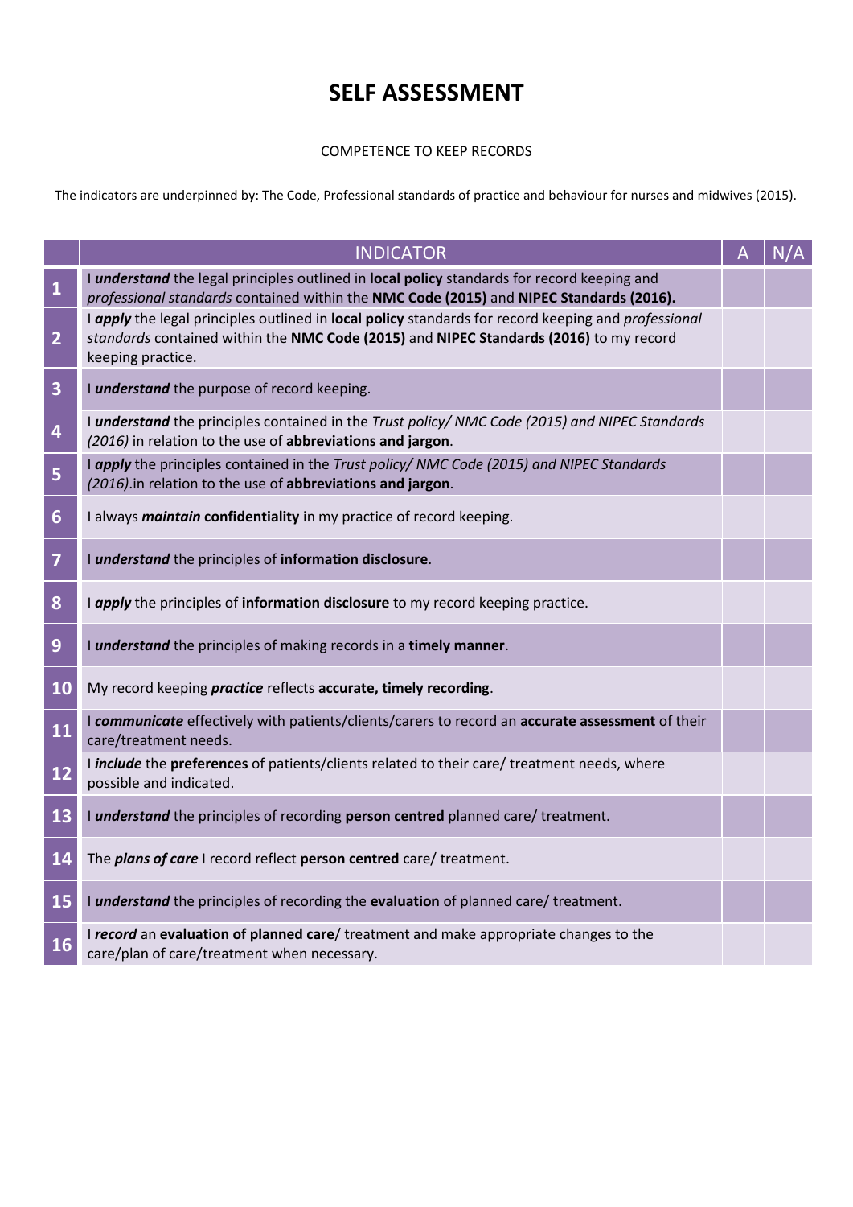# SELF ASSESSMENT

COMPETENCE TO KEEP RECORDS

The indicators are underpinned by: The Code, Professional standards of practice and behaviour for nurses and midwives (2015).

| | INDICATOR | A | N/A |
|---|---|---|---|
| 1 | I ***understand*** the legal principles outlined in **local policy** standards for record keeping and *professional standards* contained within the **NMC Code (2015)** and **NIPEC Standards (2016).** | | |
| 2 | I ***apply*** the legal principles outlined in **local policy** standards for record keeping and *professional standards* contained within the **NMC Code (2015)** and **NIPEC Standards (2016)** to my record keeping practice. | | |
| 3 | I ***understand*** the purpose of record keeping. | | |
| 4 | I ***understand*** the principles contained in the *Trust policy/ NMC Code (2015) and NIPEC Standards (2016)* in relation to the use of **abbreviations and jargon**. | | |
| 5 | I ***apply*** the principles contained in the *Trust policy/ NMC Code (2015) and NIPEC Standards (2016)*.in relation to the use of **abbreviations and jargon**. | | |
| 6 | I always ***maintain*** **confidentiality** in my practice of record keeping. | | |
| 7 | I ***understand*** the principles of **information disclosure**. | | |
| 8 | I ***apply*** the principles of **information disclosure** to my record keeping practice. | | |
| 9 | I ***understand*** the principles of making records in a **timely manner**. | | |
| 10 | My record keeping ***practice*** reflects **accurate, timely recording**. | | |
| 11 | I ***communicate*** effectively with patients/clients/carers to record an **accurate assessment** of their care/treatment needs. | | |
| 12 | I ***include*** the **preferences** of patients/clients related to their care/ treatment needs, where possible and indicated. | | |
| 13 | I ***understand*** the principles of recording **person centred** planned care/ treatment. | | |
| 14 | The ***plans of care*** I record reflect **person centred** care/ treatment. | | |
| 15 | I ***understand*** the principles of recording the **evaluation** of planned care/ treatment. | | |
| 16 | I ***record*** an **evaluation of planned care**/ treatment and make appropriate changes to the care/plan of care/treatment when necessary. | | |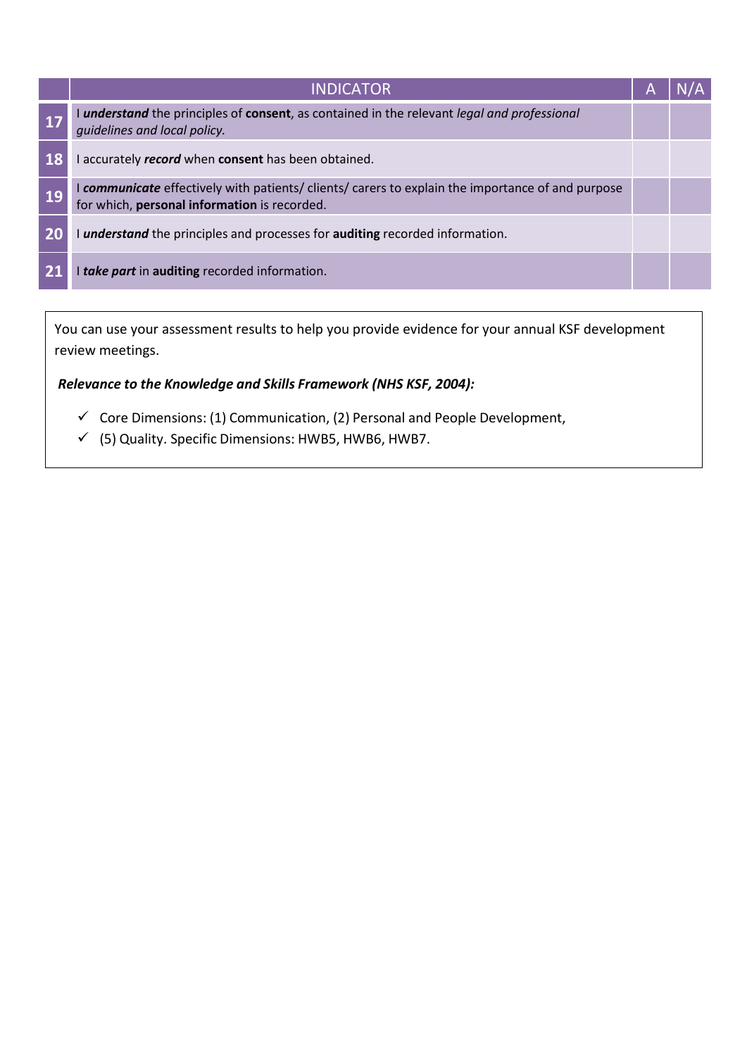| | INDICATOR | A | N/A |
|---|---|---|---|
| 17 | I ***understand*** the principles of **consent**, as contained in the relevant *legal and professional guidelines and local policy.* | | |
| 18 | I accurately ***record*** when **consent** has been obtained. | | |
| 19 | I ***communicate*** effectively with patients/ clients/ carers to explain the importance of and purpose for which, **personal information** is recorded. | | |
| 20 | I ***understand*** the principles and processes for **auditing** recorded information. | | |
| 21 | I ***take part*** in **auditing** recorded information. | | |

You can use your assessment results to help you provide evidence for your annual KSF development review meetings.

***Relevance to the Knowledge and Skills Framework (NHS KSF, 2004):***

- ✓ Core Dimensions: (1) Communication, (2) Personal and People Development,
- ✓ (5) Quality. Specific Dimensions: HWB5, HWB6, HWB7.